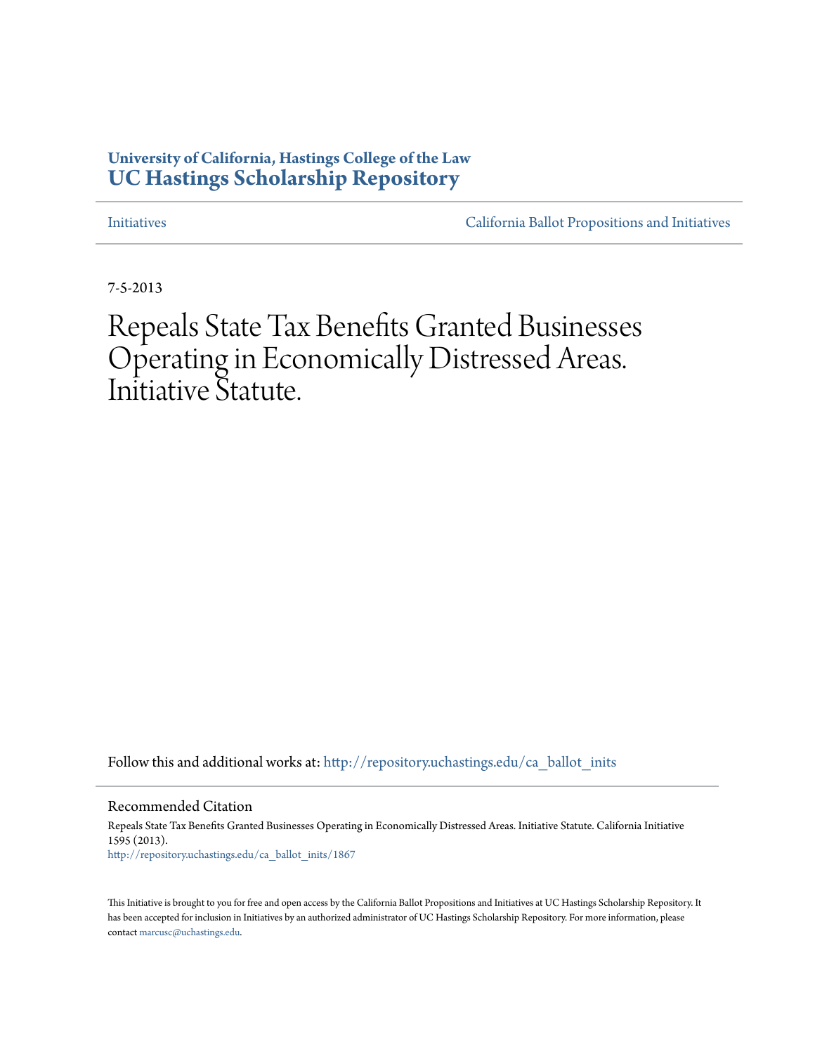**University of California, Hastings College of the Law**
**UC Hastings Scholarship Repository**

Initiatives | California Ballot Propositions and Initiatives

7-5-2013

# Repeals State Tax Benefits Granted Businesses Operating in Economically Distressed Areas. Initiative Statute.

Follow this and additional works at: http://repository.uchastings.edu/ca_ballot_inits

## Recommended Citation

Repeals State Tax Benefits Granted Businesses Operating in Economically Distressed Areas. Initiative Statute. California Initiative 1595 (2013).
http://repository.uchastings.edu/ca_ballot_inits/1867

This Initiative is brought to you for free and open access by the California Ballot Propositions and Initiatives at UC Hastings Scholarship Repository. It has been accepted for inclusion in Initiatives by an authorized administrator of UC Hastings Scholarship Repository. For more information, please contact marcusc@uchastings.edu.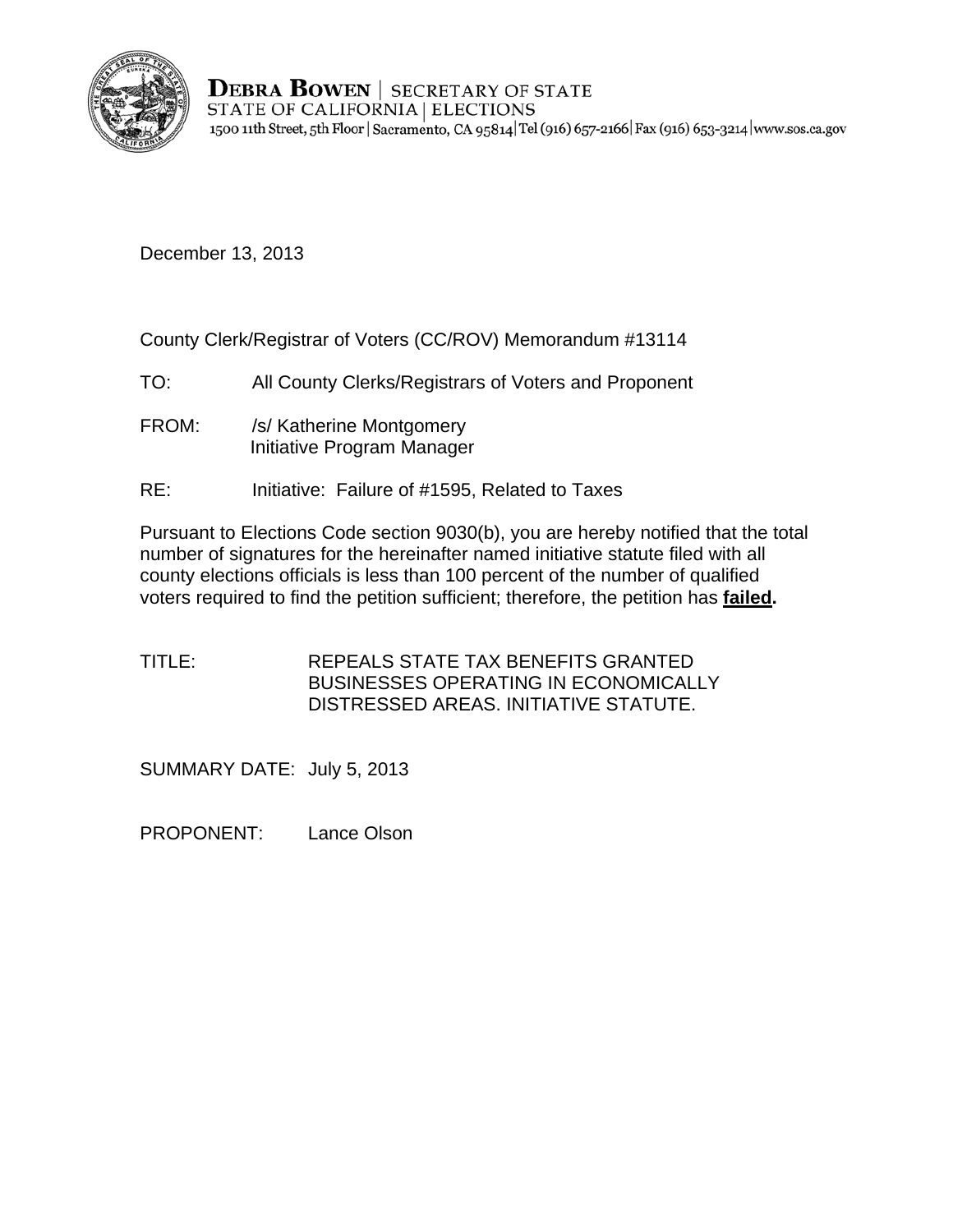**DEBRA BOWEN** | SECRETARY OF STATE
STATE OF CALIFORNIA | ELECTIONS
1500 11th Street, 5th Floor | Sacramento, CA 95814 | Tel (916) 657-2166 | Fax (916) 653-3214 | www.sos.ca.gov

December 13, 2013

County Clerk/Registrar of Voters (CC/ROV) Memorandum #13114

TO: All County Clerks/Registrars of Voters and Proponent

FROM: /s/ Katherine Montgomery
Initiative Program Manager

RE: Initiative: Failure of #1595, Related to Taxes

Pursuant to Elections Code section 9030(b), you are hereby notified that the total number of signatures for the hereinafter named initiative statute filed with all county elections officials is less than 100 percent of the number of qualified voters required to find the petition sufficient; therefore, the petition has **failed.**

TITLE: REPEALS STATE TAX BENEFITS GRANTED BUSINESSES OPERATING IN ECONOMICALLY DISTRESSED AREAS. INITIATIVE STATUTE.

SUMMARY DATE: July 5, 2013

PROPONENT: Lance Olson